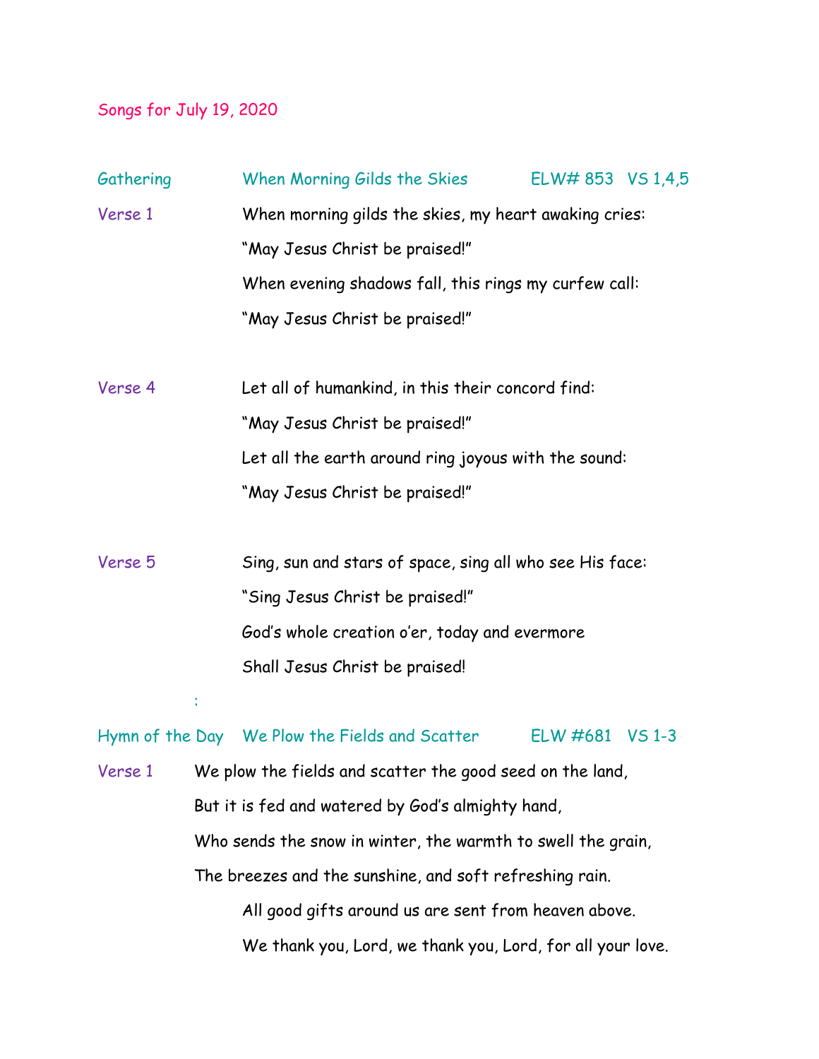# Songs for July 19, 2020

**Gathering** — When Morning Gilds the Skies — ELW# 853 VS 1,4,5

**Verse 1**

When morning gilds the skies, my heart awaking cries:
"May Jesus Christ be praised!"
When evening shadows fall, this rings my curfew call:
"May Jesus Christ be praised!"

**Verse 4**

Let all of humankind, in this their concord find:
"May Jesus Christ be praised!"
Let all the earth around ring joyous with the sound:
"May Jesus Christ be praised!"

**Verse 5**

Sing, sun and stars of space, sing all who see His face:
"Sing Jesus Christ be praised!"
God's whole creation o'er, today and evermore
Shall Jesus Christ be praised!

:

**Hymn of the Day** — We Plow the Fields and Scatter — ELW #681 VS 1-3

**Verse 1**

We plow the fields and scatter the good seed on the land,
But it is fed and watered by God's almighty hand,
Who sends the snow in winter, the warmth to swell the grain,
The breezes and the sunshine, and soft refreshing rain.

> All good gifts around us are sent from heaven above.
> We thank you, Lord, we thank you, Lord, for all your love.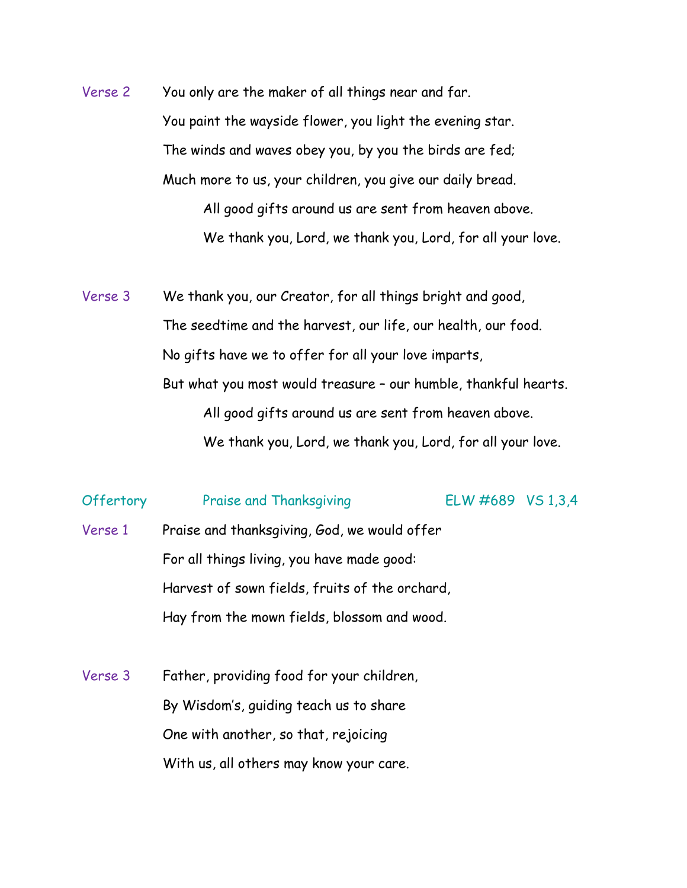Verse 2 You only are the maker of all things near and far.
You paint the wayside flower, you light the evening star.
The winds and waves obey you, by you the birds are fed;
Much more to us, your children, you give our daily bread.
All good gifts around us are sent from heaven above.
We thank you, Lord, we thank you, Lord, for all your love.

Verse 3 We thank you, our Creator, for all things bright and good,
The seedtime and the harvest, our life, our health, our food.
No gifts have we to offer for all your love imparts,
But what you most would treasure – our humble, thankful hearts.
All good gifts around us are sent from heaven above.
We thank you, Lord, we thank you, Lord, for all your love.

Offertory Praise and Thanksgiving ELW #689 VS 1,3,4

Verse 1 Praise and thanksgiving, God, we would offer
For all things living, you have made good:
Harvest of sown fields, fruits of the orchard,
Hay from the mown fields, blossom and wood.

Verse 3 Father, providing food for your children,
By Wisdom's, guiding teach us to share
One with another, so that, rejoicing
With us, all others may know your care.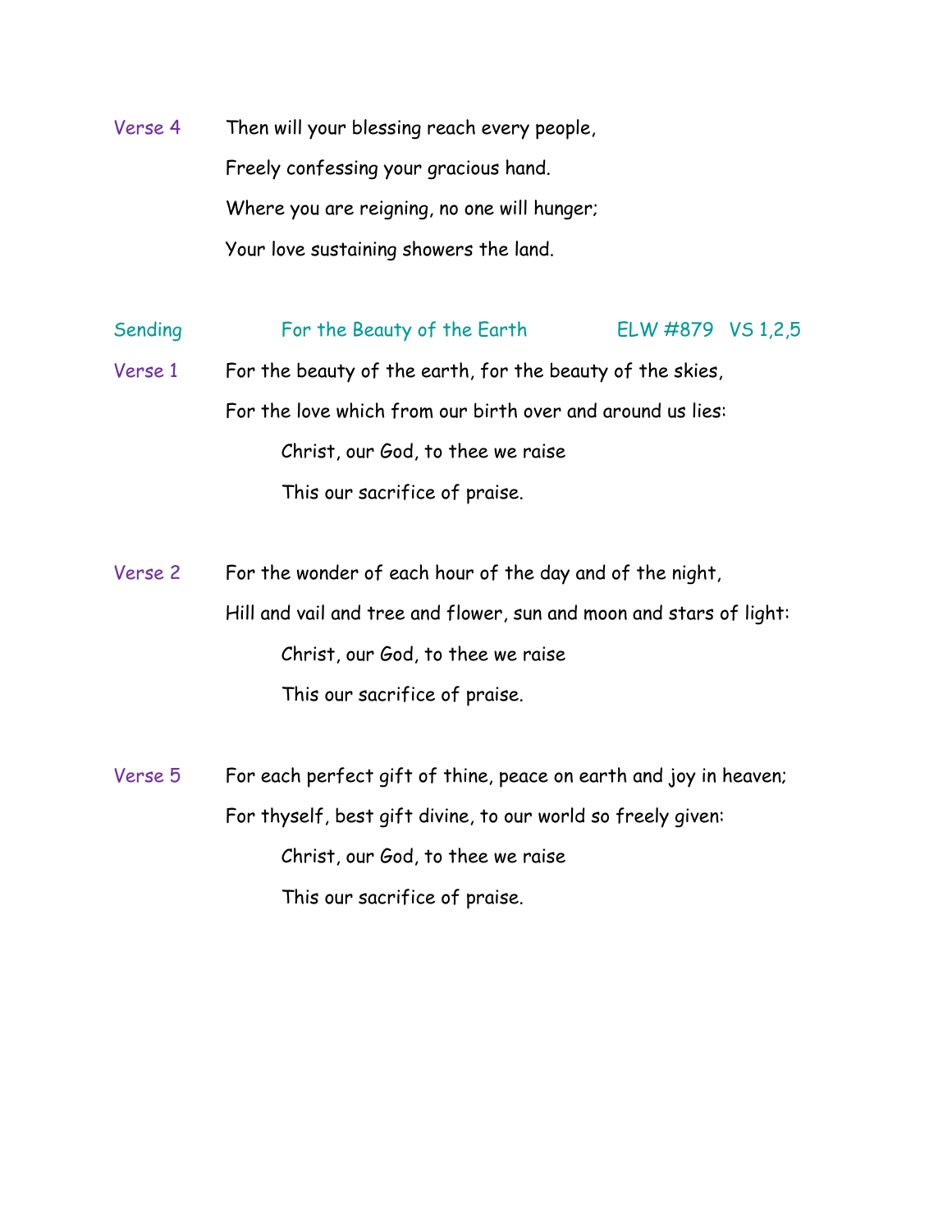Verse 4 Then will your blessing reach every people,
Freely confessing your gracious hand.
Where you are reigning, no one will hunger;
Your love sustaining showers the land.

Sending For the Beauty of the Earth ELW #879 VS 1,2,5

Verse 1 For the beauty of the earth, for the beauty of the skies,
For the love which from our birth over and around us lies:
Christ, our God, to thee we raise
This our sacrifice of praise.

Verse 2 For the wonder of each hour of the day and of the night,
Hill and vail and tree and flower, sun and moon and stars of light:
Christ, our God, to thee we raise
This our sacrifice of praise.

Verse 5 For each perfect gift of thine, peace on earth and joy in heaven;
For thyself, best gift divine, to our world so freely given:
Christ, our God, to thee we raise
This our sacrifice of praise.